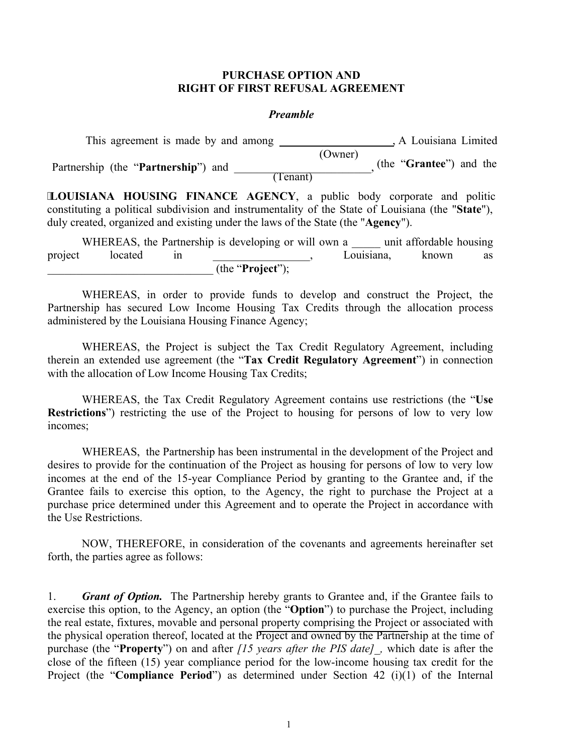## PURCHASE OPTION AND
## RIGHT OF FIRST REFUSAL AGREEMENT

### *Preamble*

This agreement is made by and among \_\_\_\_\_\_\_\_\_\_\_\_\_\_\_\_\_\_\_\_ (Owner), A Louisiana Limited Partnership (the "**Partnership**") and \_\_\_\_\_\_\_\_\_\_\_\_\_\_\_\_\_\_\_\_\_\_\_\_ (Tenant), (the "**Grantee**") and the

**LOUISIANA HOUSING FINANCE AGENCY**, a public body corporate and politic constituting a political subdivision and instrumentality of the State of Louisiana (the "**State**"), duly created, organized and existing under the laws of the State (the "**Agency**").

WHEREAS, the Partnership is developing or will own a \_\_\_\_\_ unit affordable housing project located in \_\_\_\_\_\_\_\_\_\_\_\_\_\_\_\_\_, Louisiana, known as \_\_\_\_\_\_\_\_\_\_\_\_\_\_\_\_\_\_\_\_\_\_\_\_\_\_\_\_\_\_ (the "**Project**");

WHEREAS, in order to provide funds to develop and construct the Project, the Partnership has secured Low Income Housing Tax Credits through the allocation process administered by the Louisiana Housing Finance Agency;

WHEREAS, the Project is subject the Tax Credit Regulatory Agreement, including therein an extended use agreement (the "**Tax Credit Regulatory Agreement**") in connection with the allocation of Low Income Housing Tax Credits;

WHEREAS, the Tax Credit Regulatory Agreement contains use restrictions (the "**Use Restrictions**") restricting the use of the Project to housing for persons of low to very low incomes;

WHEREAS, the Partnership has been instrumental in the development of the Project and desires to provide for the continuation of the Project as housing for persons of low to very low incomes at the end of the 15-year Compliance Period by granting to the Grantee and, if the Grantee fails to exercise this option, to the Agency, the right to purchase the Project at a purchase price determined under this Agreement and to operate the Project in accordance with the Use Restrictions.

NOW, THEREFORE, in consideration of the covenants and agreements hereinafter set forth, the parties agree as follows:

1. ***Grant of Option.*** The Partnership hereby grants to Grantee and, if the Grantee fails to exercise this option, to the Agency, an option (the "**Option**") to purchase the Project, including the real estate, fixtures, movable and personal property comprising the Project or associated with the physical operation thereof, located at the Project and owned by the Partnership at the time of purchase (the "**Property**") on and after *[15 years after the PIS date]\_,* which date is after the close of the fifteen (15) year compliance period for the low-income housing tax credit for the Project (the "**Compliance Period**") as determined under Section 42 (i)(1) of the Internal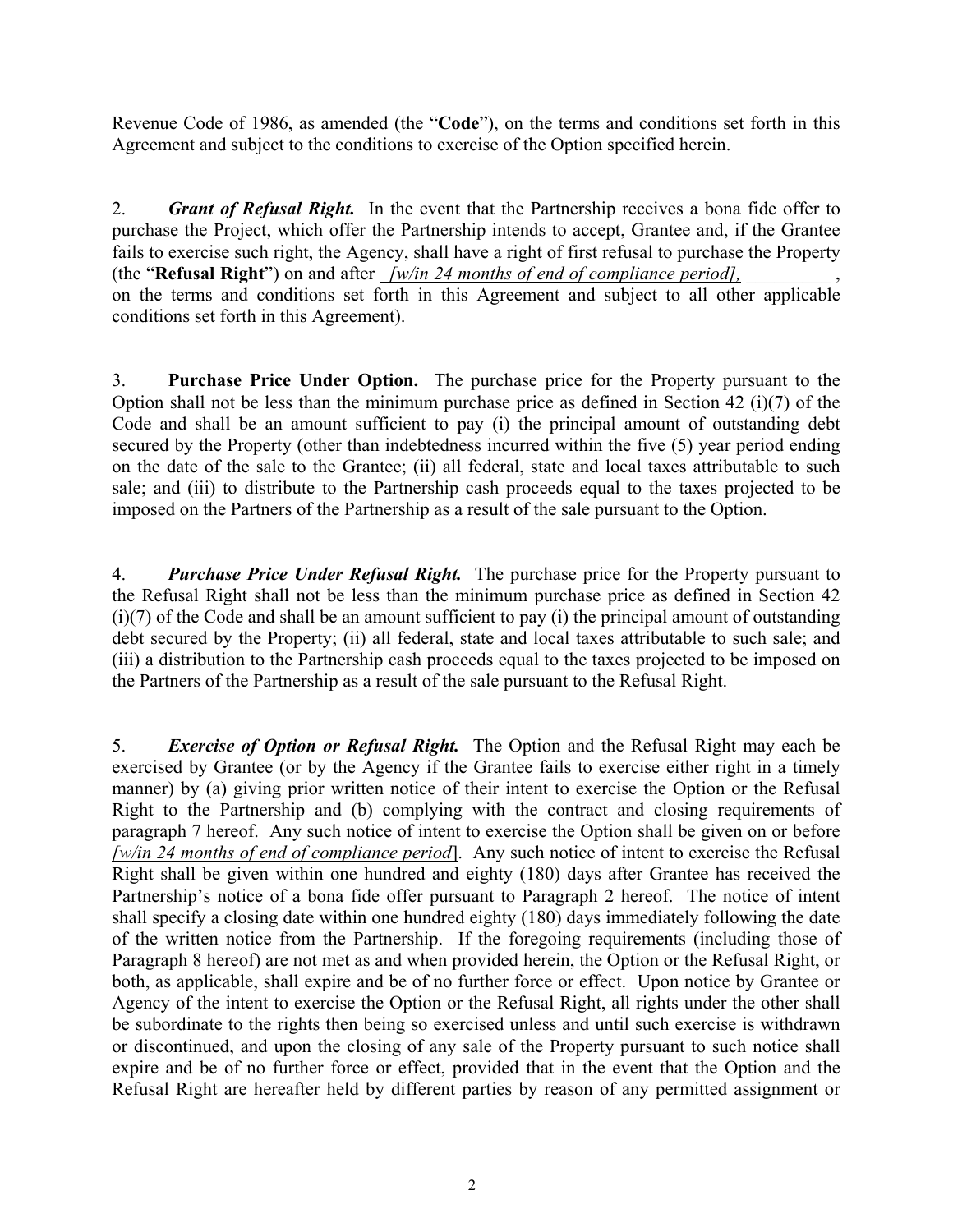Revenue Code of 1986, as amended (the "**Code**"), on the terms and conditions set forth in this Agreement and subject to the conditions to exercise of the Option specified herein.

2. ***Grant of Refusal Right.*** In the event that the Partnership receives a bona fide offer to purchase the Project, which offer the Partnership intends to accept, Grantee and, if the Grantee fails to exercise such right, the Agency, shall have a right of first refusal to purchase the Property (the "**Refusal Right**") on and after *_[w/in 24 months of end of compliance period],* _________ , on the terms and conditions set forth in this Agreement and subject to all other applicable conditions set forth in this Agreement).

3. **Purchase Price Under Option.** The purchase price for the Property pursuant to the Option shall not be less than the minimum purchase price as defined in Section 42 (i)(7) of the Code and shall be an amount sufficient to pay (i) the principal amount of outstanding debt secured by the Property (other than indebtedness incurred within the five (5) year period ending on the date of the sale to the Grantee; (ii) all federal, state and local taxes attributable to such sale; and (iii) to distribute to the Partnership cash proceeds equal to the taxes projected to be imposed on the Partners of the Partnership as a result of the sale pursuant to the Option.

4. ***Purchase Price Under Refusal Right.*** The purchase price for the Property pursuant to the Refusal Right shall not be less than the minimum purchase price as defined in Section 42 (i)(7) of the Code and shall be an amount sufficient to pay (i) the principal amount of outstanding debt secured by the Property; (ii) all federal, state and local taxes attributable to such sale; and (iii) a distribution to the Partnership cash proceeds equal to the taxes projected to be imposed on the Partners of the Partnership as a result of the sale pursuant to the Refusal Right.

5. ***Exercise of Option or Refusal Right.*** The Option and the Refusal Right may each be exercised by Grantee (or by the Agency if the Grantee fails to exercise either right in a timely manner) by (a) giving prior written notice of their intent to exercise the Option or the Refusal Right to the Partnership and (b) complying with the contract and closing requirements of paragraph 7 hereof. Any such notice of intent to exercise the Option shall be given on or before *[w/in 24 months of end of compliance period]*. Any such notice of intent to exercise the Refusal Right shall be given within one hundred and eighty (180) days after Grantee has received the Partnership's notice of a bona fide offer pursuant to Paragraph 2 hereof. The notice of intent shall specify a closing date within one hundred eighty (180) days immediately following the date of the written notice from the Partnership. If the foregoing requirements (including those of Paragraph 8 hereof) are not met as and when provided herein, the Option or the Refusal Right, or both, as applicable, shall expire and be of no further force or effect. Upon notice by Grantee or Agency of the intent to exercise the Option or the Refusal Right, all rights under the other shall be subordinate to the rights then being so exercised unless and until such exercise is withdrawn or discontinued, and upon the closing of any sale of the Property pursuant to such notice shall expire and be of no further force or effect, provided that in the event that the Option and the Refusal Right are hereafter held by different parties by reason of any permitted assignment or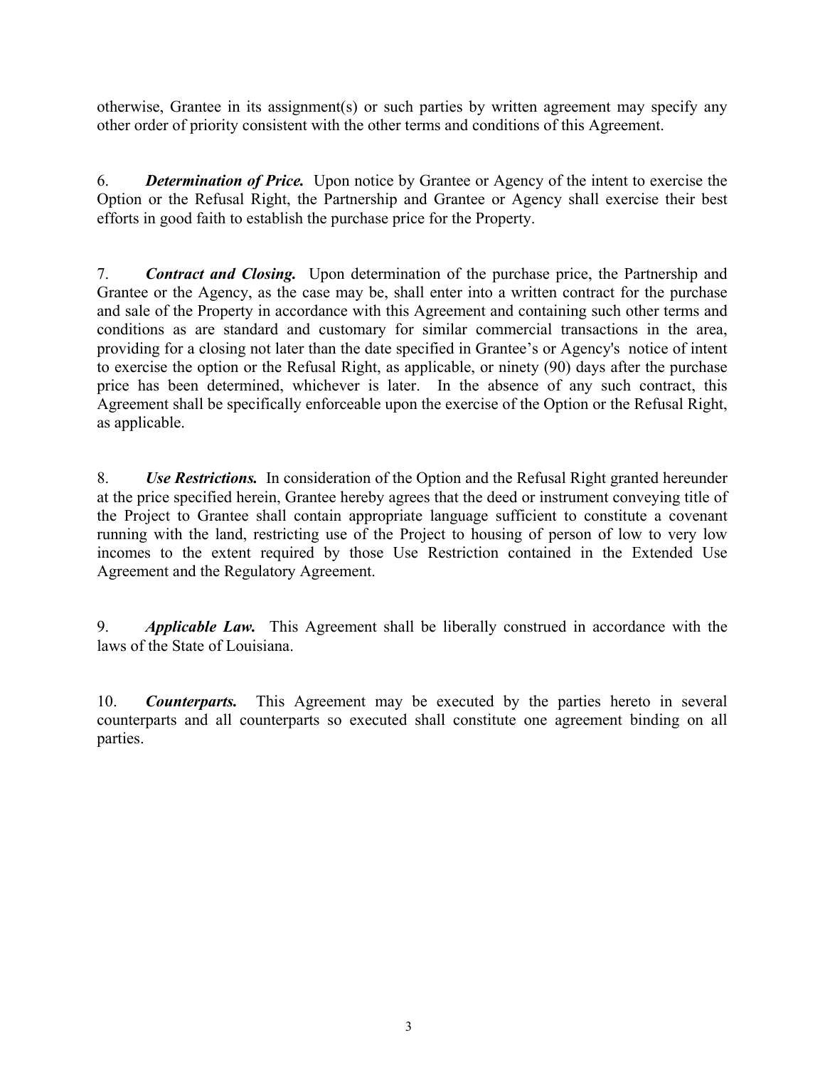otherwise, Grantee in its assignment(s) or such parties by written agreement may specify any other order of priority consistent with the other terms and conditions of this Agreement.

6. ***Determination of Price.*** Upon notice by Grantee or Agency of the intent to exercise the Option or the Refusal Right, the Partnership and Grantee or Agency shall exercise their best efforts in good faith to establish the purchase price for the Property.

7. ***Contract and Closing.*** Upon determination of the purchase price, the Partnership and Grantee or the Agency, as the case may be, shall enter into a written contract for the purchase and sale of the Property in accordance with this Agreement and containing such other terms and conditions as are standard and customary for similar commercial transactions in the area, providing for a closing not later than the date specified in Grantee's or Agency's notice of intent to exercise the option or the Refusal Right, as applicable, or ninety (90) days after the purchase price has been determined, whichever is later. In the absence of any such contract, this Agreement shall be specifically enforceable upon the exercise of the Option or the Refusal Right, as applicable.

8. ***Use Restrictions.*** In consideration of the Option and the Refusal Right granted hereunder at the price specified herein, Grantee hereby agrees that the deed or instrument conveying title of the Project to Grantee shall contain appropriate language sufficient to constitute a covenant running with the land, restricting use of the Project to housing of person of low to very low incomes to the extent required by those Use Restriction contained in the Extended Use Agreement and the Regulatory Agreement.

9. ***Applicable Law.*** This Agreement shall be liberally construed in accordance with the laws of the State of Louisiana.

10. ***Counterparts.*** This Agreement may be executed by the parties hereto in several counterparts and all counterparts so executed shall constitute one agreement binding on all parties.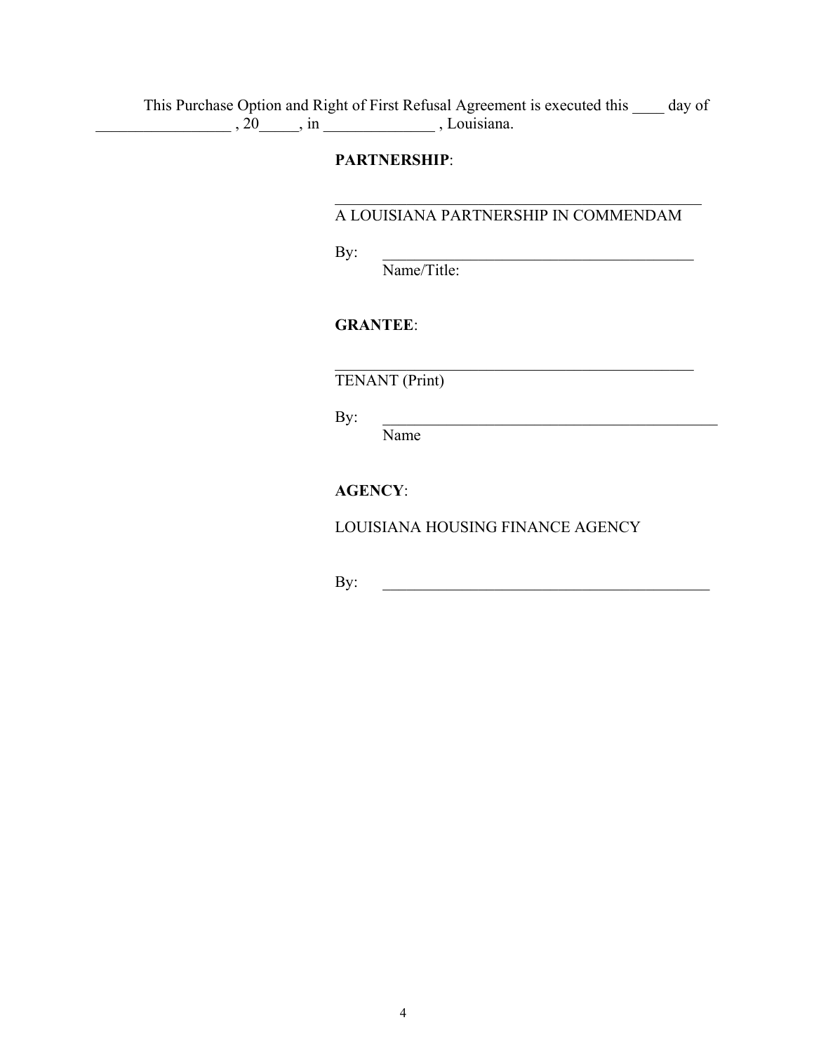This Purchase Option and Right of First Refusal Agreement is executed this ____ day of _________________ , 20_____, in ______________ , Louisiana.

**PARTNERSHIP**:

_______________________________________________
A LOUISIANA PARTNERSHIP IN COMMENDAM

By: _________________________________________
Name/Title:

**GRANTEE**:

_______________________________________________
TENANT (Print)

By: _________________________________________
Name

**AGENCY**:

LOUISIANA HOUSING FINANCE AGENCY

By: _________________________________________